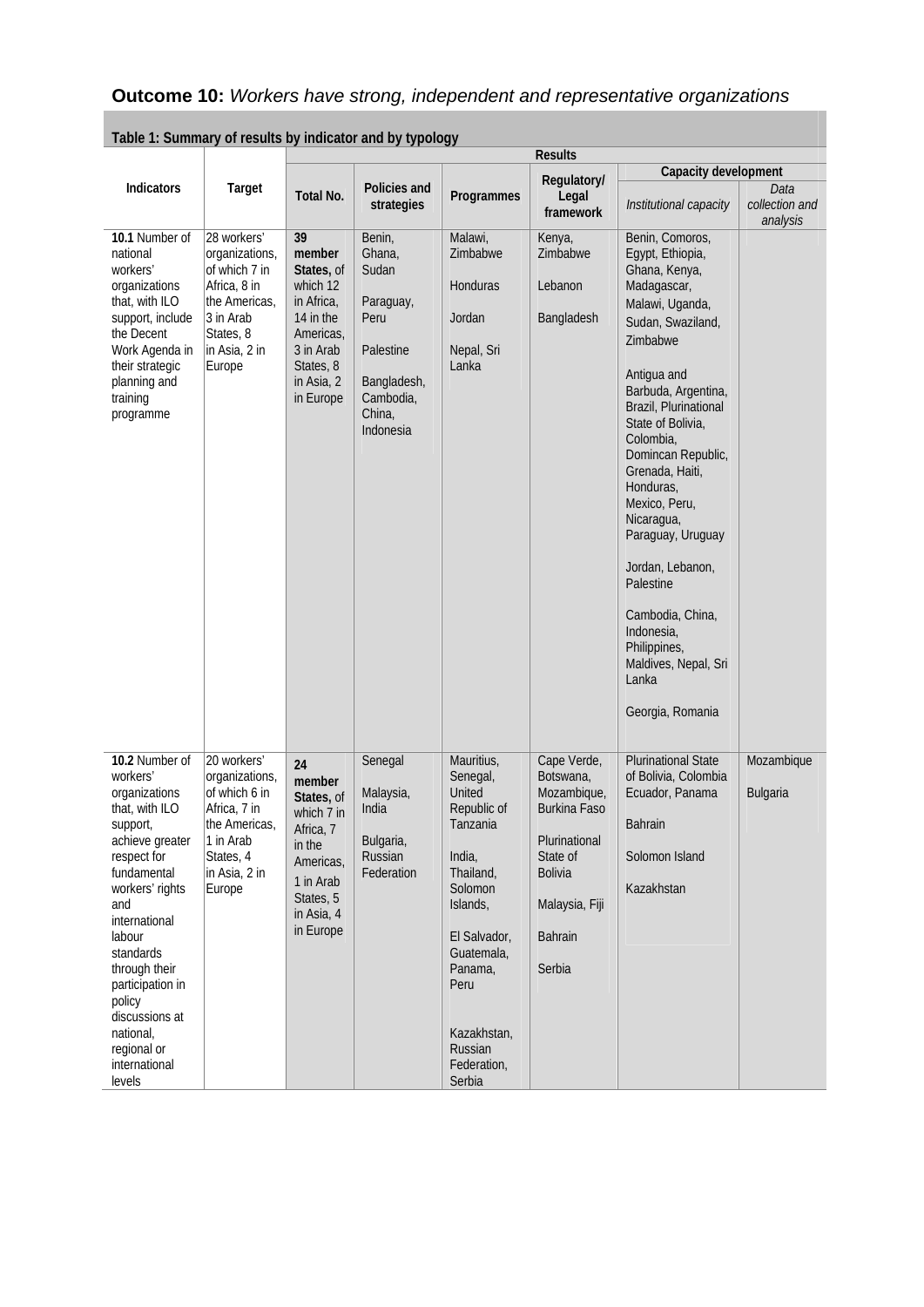## **Outcome 10:** *Workers have strong, independent and representative organizations*

**Table 1: Summary of results by indicator and by typology**

| Indicators | Target | Results | | | | | |
|---|---|---|---|---|---|---|---|
| | | Total No. | Policies and strategies | Programmes | Regulatory/ Legal framework | Capacity development | |
| | | | | | | *Institutional capacity* | *Data collection and analysis* |
| **10.1** Number of national workers' organizations that, with ILO support, include the Decent Work Agenda in their strategic planning and training programme | 28 workers' organizations, of which 7 in Africa, 8 in the Americas, 3 in Arab States, 8 in Asia, 2 in Europe | **39 member States,** of which 12 in Africa, 14 in the Americas, 3 in Arab States, 8 in Asia, 2 in Europe | Benin, Ghana, Sudan<br><br>Paraguay, Peru<br><br>Palestine<br><br>Bangladesh, Cambodia, China, Indonesia | Malawi, Zimbabwe<br><br>Honduras<br><br>Jordan<br><br>Nepal, Sri Lanka | Kenya, Zimbabwe<br><br>Lebanon<br><br>Bangladesh | Benin, Comoros, Egypt, Ethiopia, Ghana, Kenya, Madagascar, Malawi, Uganda, Sudan, Swaziland, Zimbabwe<br><br>Antigua and Barbuda, Argentina, Brazil, Plurinational State of Bolivia, Colombia, Domincan Republic, Grenada, Haiti, Honduras, Mexico, Peru, Nicaragua, Paraguay, Uruguay<br><br>Jordan, Lebanon, Palestine<br><br>Cambodia, China, Indonesia, Philippines, Maldives, Nepal, Sri Lanka<br><br>Georgia, Romania | |
| **10.2** Number of workers' organizations that, with ILO support, achieve greater respect for fundamental workers' rights and international labour standards through their participation in policy discussions at national, regional or international levels | 20 workers' organizations, of which 6 in Africa, 7 in the Americas, 1 in Arab States, 4 in Asia, 2 in Europe | **24 member States,** of which 7 in Africa, 7 in the Americas, 1 in Arab States, 5 in Asia, 4 in Europe | Senegal<br><br>Malaysia, India<br><br>Bulgaria, Russian Federation | Mauritius, Senegal, United Republic of Tanzania<br><br>India, Thailand, Solomon Islands,<br><br>El Salvador, Guatemala, Panama, Peru<br><br>Kazakhstan, Russian Federation, Serbia | Cape Verde, Botswana, Mozambique, Burkina Faso<br><br>Plurinational State of Bolivia<br><br>Malaysia, Fiji<br><br>Bahrain<br><br>Serbia | Plurinational State of Bolivia, Colombia Ecuador, Panama<br><br>Bahrain<br><br>Solomon Island<br><br>Kazakhstan | Mozambique<br><br>Bulgaria |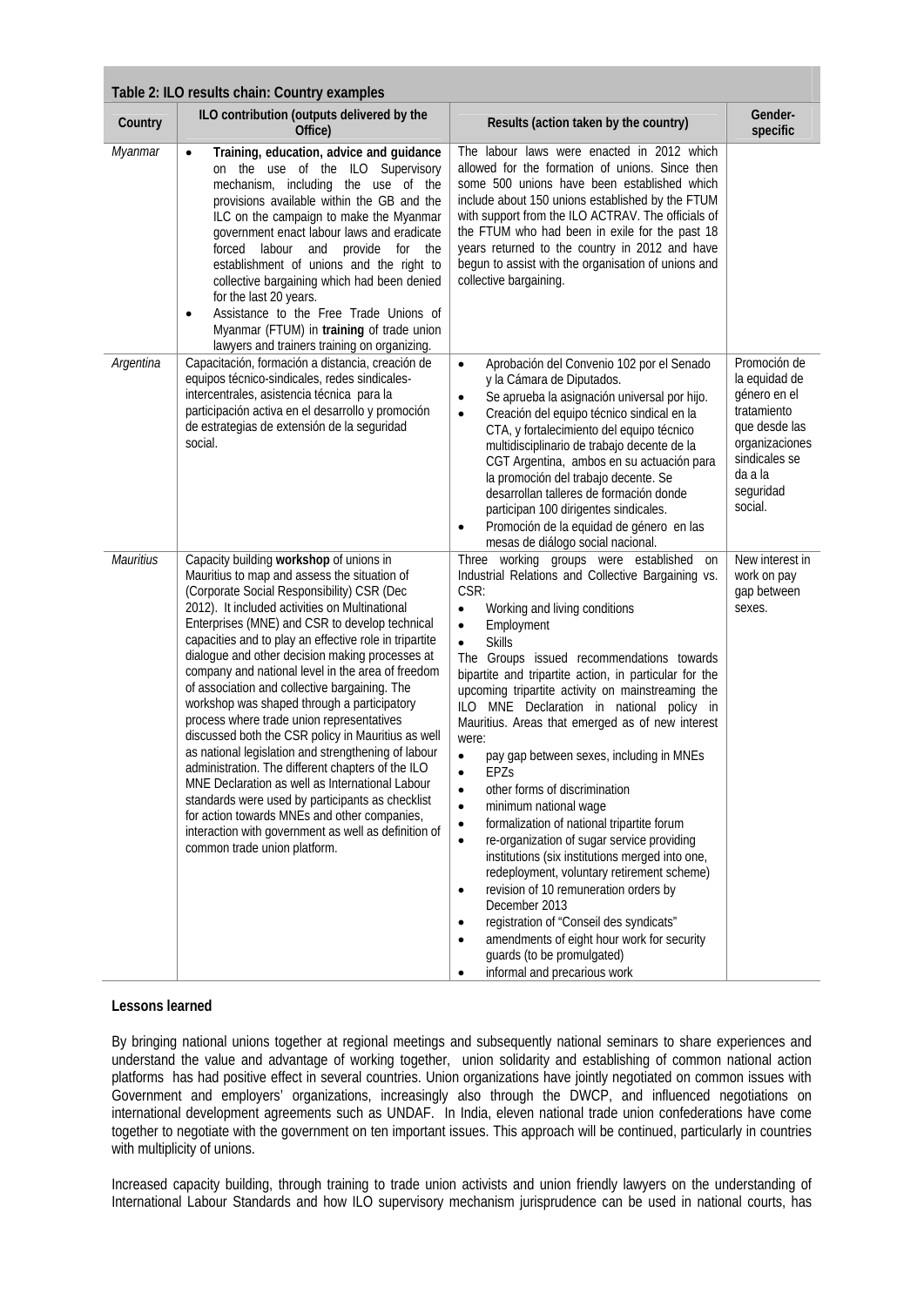**Table 2: ILO results chain: Country examples**

| Country | ILO contribution (outputs delivered by the Office) | Results (action taken by the country) | Gender-specific |
|---|---|---|---|
| *Myanmar* | • **Training, education, advice and guidance** on the use of the ILO Supervisory mechanism, including the use of the provisions available within the GB and the ILC on the campaign to make the Myanmar government enact labour laws and eradicate forced labour and provide for the establishment of unions and the right to collective bargaining which had been denied for the last 20 years.<br>• Assistance to the Free Trade Unions of Myanmar (FTUM) in **training** of trade union lawyers and trainers training on organizing. | The labour laws were enacted in 2012 which allowed for the formation of unions. Since then some 500 unions have been established which include about 150 unions established by the FTUM with support from the ILO ACTRAV. The officials of the FTUM who had been in exile for the past 18 years returned to the country in 2012 and have begun to assist with the organisation of unions and collective bargaining. | |
| *Argentina* | Capacitación, formación a distancia, creación de equipos técnico-sindicales, redes sindicales-intercentrales, asistencia técnica para la participación activa en el desarrollo y promoción de estrategias de extensión de la seguridad social. | • Aprobación del Convenio 102 por el Senado y la Cámara de Diputados.<br>• Se aprueba la asignación universal por hijo.<br>• Creación del equipo técnico sindical en la CTA, y fortalecimiento del equipo técnico multidisciplinario de trabajo decente de la CGT Argentina, ambos en su actuación para la promoción del trabajo decente. Se desarrollan talleres de formación donde participan 100 dirigentes sindicales.<br>• Promoción de la equidad de género en las mesas de diálogo social nacional. | Promoción de la equidad de género en el tratamiento que desde las organizaciones sindicales se da a la seguridad social. |
| *Mauritius* | Capacity building **workshop** of unions in Mauritius to map and assess the situation of (Corporate Social Responsibility) CSR (Dec 2012). It included activities on Multinational Enterprises (MNE) and CSR to develop technical capacities and to play an effective role in tripartite dialogue and other decision making processes at company and national level in the area of freedom of association and collective bargaining. The workshop was shaped through a participatory process where trade union representatives discussed both the CSR policy in Mauritius as well as national legislation and strengthening of labour administration. The different chapters of the ILO MNE Declaration as well as International Labour standards were used by participants as checklist for action towards MNEs and other companies, interaction with government as well as definition of common trade union platform. | Three working groups were established on Industrial Relations and Collective Bargaining vs. CSR:<br>• Working and living conditions<br>• Employment<br>• Skills<br>The Groups issued recommendations towards bipartite and tripartite action, in particular for the upcoming tripartite activity on mainstreaming the ILO MNE Declaration in national policy in Mauritius. Areas that emerged as of new interest were:<br>• pay gap between sexes, including in MNEs<br>• EPZs<br>• other forms of discrimination<br>• minimum national wage<br>• formalization of national tripartite forum<br>• re-organization of sugar service providing institutions (six institutions merged into one, redeployment, voluntary retirement scheme)<br>• revision of 10 remuneration orders by December 2013<br>• registration of "Conseil des syndicats"<br>• amendments of eight hour work for security guards (to be promulgated)<br>• informal and precarious work | New interest in work on pay gap between sexes. |

**Lessons learned**

By bringing national unions together at regional meetings and subsequently national seminars to share experiences and understand the value and advantage of working together, union solidarity and establishing of common national action platforms has had positive effect in several countries. Union organizations have jointly negotiated on common issues with Government and employers' organizations, increasingly also through the DWCP, and influenced negotiations on international development agreements such as UNDAF. In India, eleven national trade union confederations have come together to negotiate with the government on ten important issues. This approach will be continued, particularly in countries with multiplicity of unions.

Increased capacity building, through training to trade union activists and union friendly lawyers on the understanding of International Labour Standards and how ILO supervisory mechanism jurisprudence can be used in national courts, has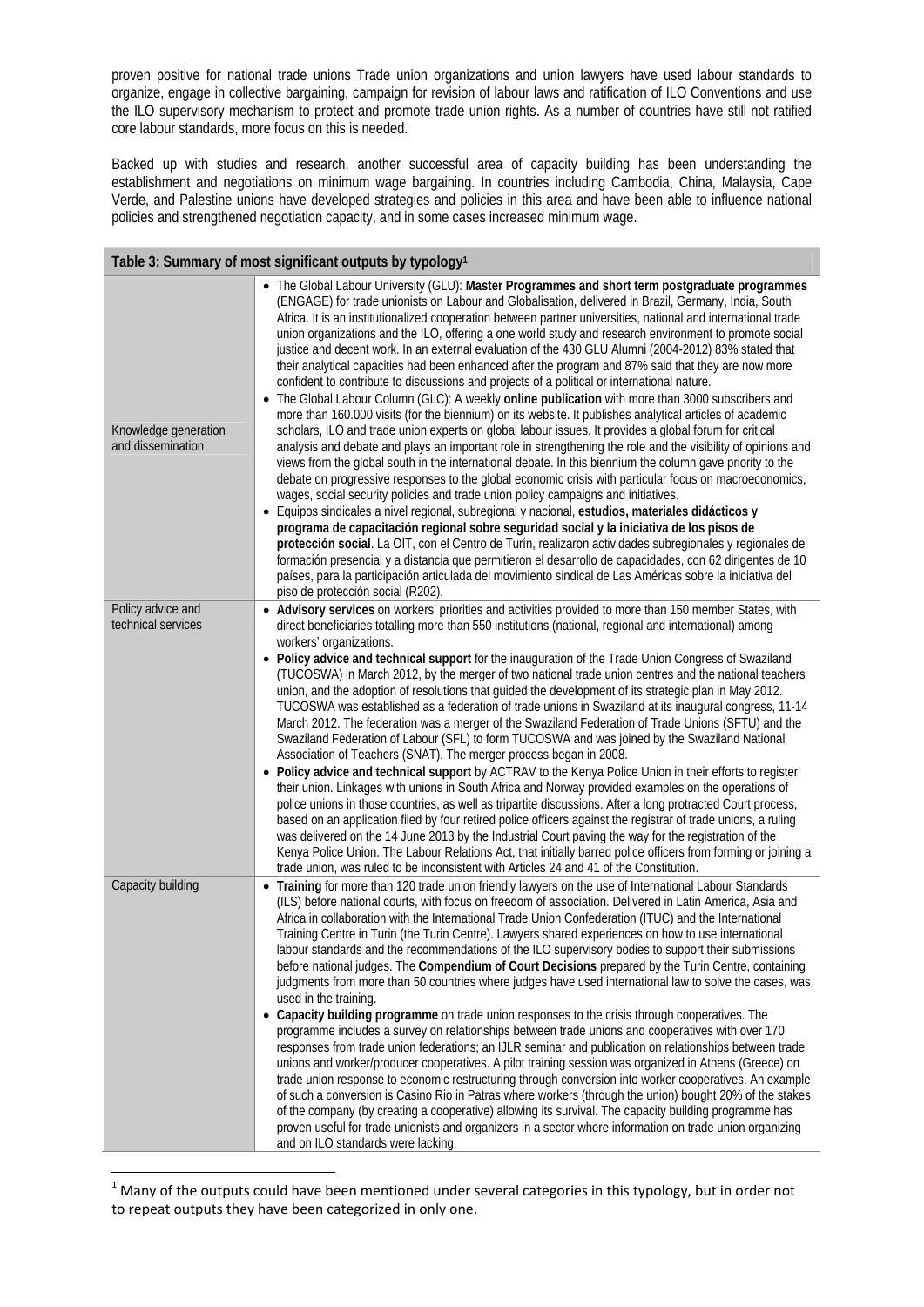proven positive for national trade unions Trade union organizations and union lawyers have used labour standards to organize, engage in collective bargaining, campaign for revision of labour laws and ratification of ILO Conventions and use the ILO supervisory mechanism to protect and promote trade union rights. As a number of countries have still not ratified core labour standards, more focus on this is needed.

Backed up with studies and research, another successful area of capacity building has been understanding the establishment and negotiations on minimum wage bargaining. In countries including Cambodia, China, Malaysia, Cape Verde, and Palestine unions have developed strategies and policies in this area and have been able to influence national policies and strengthened negotiation capacity, and in some cases increased minimum wage.

| Table 3: Summary of most significant outputs by typology[1] | |
|---|---|
| Knowledge generation and dissemination | • The Global Labour University (GLU): **Master Programmes and short term postgraduate programmes** (ENGAGE) for trade unionists on Labour and Globalisation, delivered in Brazil, Germany, India, South Africa. It is an institutionalized cooperation between partner universities, national and international trade union organizations and the ILO, offering a one world study and research environment to promote social justice and decent work. In an external evaluation of the 430 GLU Alumni (2004-2012) 83% stated that their analytical capacities had been enhanced after the program and 87% said that they are now more confident to contribute to discussions and projects of a political or international nature.<br>• The Global Labour Column (GLC): A weekly **online publication** with more than 3000 subscribers and more than 160.000 visits (for the biennium) on its website. It publishes analytical articles of academic scholars, ILO and trade union experts on global labour issues. It provides a global forum for critical analysis and debate and plays an important role in strengthening the role and the visibility of opinions and views from the global south in the international debate. In this biennium the column gave priority to the debate on progressive responses to the global economic crisis with particular focus on macroeconomics, wages, social security policies and trade union policy campaigns and initiatives.<br>• Equipos sindicales a nivel regional, subregional y nacional, **estudios, materiales didácticos y programa de capacitación regional sobre seguridad social y la iniciativa de los pisos de protección social**. La OIT, con el Centro de Turín, realizaron actividades subregionales y regionales de formación presencial y a distancia que permitieron el desarrollo de capacidades, con 62 dirigentes de 10 países, para la participación articulada del movimiento sindical de Las Américas sobre la iniciativa del piso de protección social (R202). |
| Policy advice and technical services | • **Advisory services** on workers' priorities and activities provided to more than 150 member States, with direct beneficiaries totalling more than 550 institutions (national, regional and international) among workers' organizations.<br>• **Policy advice and technical support** for the inauguration of the Trade Union Congress of Swaziland (TUCOSWA) in March 2012, by the merger of two national trade union centres and the national teachers union, and the adoption of resolutions that guided the development of its strategic plan in May 2012. TUCOSWA was established as a federation of trade unions in Swaziland at its inaugural congress, 11-14 March 2012. The federation was a merger of the Swaziland Federation of Trade Unions (SFTU) and the Swaziland Federation of Labour (SFL) to form TUCOSWA and was joined by the Swaziland National Association of Teachers (SNAT). The merger process began in 2008.<br>• **Policy advice and technical support** by ACTRAV to the Kenya Police Union in their efforts to register their union. Linkages with unions in South Africa and Norway provided examples on the operations of police unions in those countries, as well as tripartite discussions. After a long protracted Court process, based on an application filed by four retired police officers against the registrar of trade unions, a ruling was delivered on the 14 June 2013 by the Industrial Court paving the way for the registration of the Kenya Police Union. The Labour Relations Act, that initially barred police officers from forming or joining a trade union, was ruled to be inconsistent with Articles 24 and 41 of the Constitution. |
| Capacity building | • **Training** for more than 120 trade union friendly lawyers on the use of International Labour Standards (ILS) before national courts, with focus on freedom of association. Delivered in Latin America, Asia and Africa in collaboration with the International Trade Union Confederation (ITUC) and the International Training Centre in Turin (the Turin Centre). Lawyers shared experiences on how to use international labour standards and the recommendations of the ILO supervisory bodies to support their submissions before national judges. The **Compendium of Court Decisions** prepared by the Turin Centre, containing judgments from more than 50 countries where judges have used international law to solve the cases, was used in the training.<br>• **Capacity building programme** on trade union responses to the crisis through cooperatives. The programme includes a survey on relationships between trade unions and cooperatives with over 170 responses from trade union federations; an IJLR seminar and publication on relationships between trade unions and worker/producer cooperatives. A pilot training session was organized in Athens (Greece) on trade union response to economic restructuring through conversion into worker cooperatives. An example of such a conversion is Casino Rio in Patras where workers (through the union) bought 20% of the stakes of the company (by creating a cooperative) allowing its survival. The capacity building programme has proven useful for trade unionists and organizers in a sector where information on trade union organizing and on ILO standards were lacking. |

[1] Many of the outputs could have been mentioned under several categories in this typology, but in order not to repeat outputs they have been categorized in only one.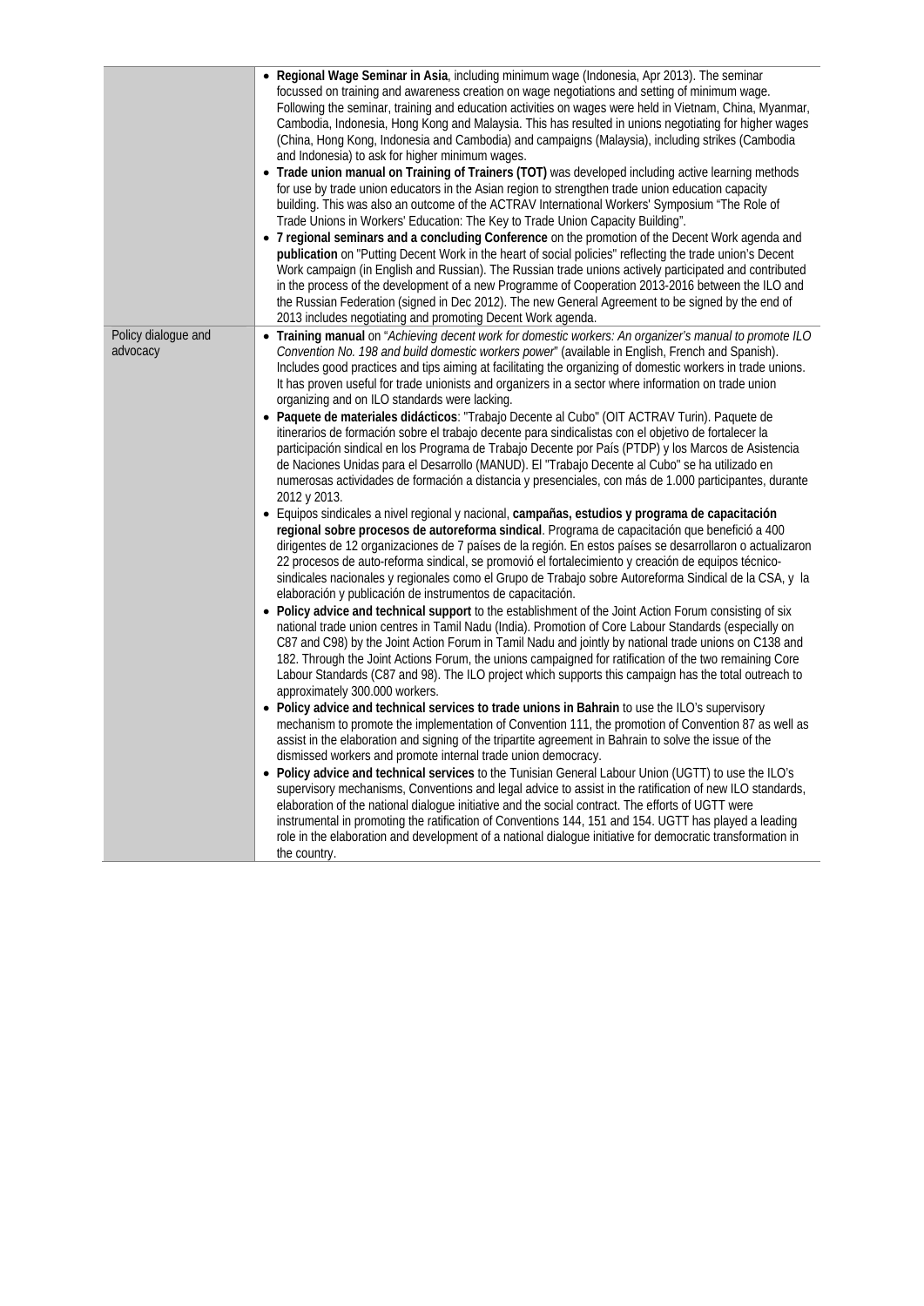| | |
|---|---|
| | • **Regional Wage Seminar in Asia**, including minimum wage (Indonesia, Apr 2013). The seminar focussed on training and awareness creation on wage negotiations and setting of minimum wage. Following the seminar, training and education activities on wages were held in Vietnam, China, Myanmar, Cambodia, Indonesia, Hong Kong and Malaysia. This has resulted in unions negotiating for higher wages (China, Hong Kong, Indonesia and Cambodia) and campaigns (Malaysia), including strikes (Cambodia and Indonesia) to ask for higher minimum wages.<br>• **Trade union manual on Training of Trainers (TOT)** was developed including active learning methods for use by trade union educators in the Asian region to strengthen trade union education capacity building. This was also an outcome of the ACTRAV International Workers' Symposium "The Role of Trade Unions in Workers' Education: The Key to Trade Union Capacity Building".<br>• **7 regional seminars and a concluding Conference** on the promotion of the Decent Work agenda and **publication** on "Putting Decent Work in the heart of social policies" reflecting the trade union's Decent Work campaign (in English and Russian). The Russian trade unions actively participated and contributed in the process of the development of a new Programme of Cooperation 2013-2016 between the ILO and the Russian Federation (signed in Dec 2012). The new General Agreement to be signed by the end of 2013 includes negotiating and promoting Decent Work agenda. |
| Policy dialogue and advocacy | • **Training manual** on "*Achieving decent work for domestic workers: An organizer's manual to promote ILO Convention No. 198 and build domestic workers power*" (available in English, French and Spanish). Includes good practices and tips aiming at facilitating the organizing of domestic workers in trade unions. It has proven useful for trade unionists and organizers in a sector where information on trade union organizing and on ILO standards were lacking.<br>• **Paquete de materiales didácticos**: "Trabajo Decente al Cubo" (OIT ACTRAV Turin). Paquete de itinerarios de formación sobre el trabajo decente para sindicalistas con el objetivo de fortalecer la participación sindical en los Programa de Trabajo Decente por País (PTDP) y los Marcos de Asistencia de Naciones Unidas para el Desarrollo (MANUD). El "Trabajo Decente al Cubo" se ha utilizado en numerosas actividades de formación a distancia y presenciales, con más de 1.000 participantes, durante 2012 y 2013.<br>• Equipos sindicales a nivel regional y nacional, **campañas, estudios y programa de capacitación regional sobre procesos de autoreforma sindical**. Programa de capacitación que benefició a 400 dirigentes de 12 organizaciones de 7 países de la región. En estos países se desarrollaron o actualizaron 22 procesos de auto-reforma sindical, se promovió el fortalecimiento y creación de equipos técnico-sindicales nacionales y regionales como el Grupo de Trabajo sobre Autoreforma Sindical de la CSA, y la elaboración y publicación de instrumentos de capacitación.<br>• **Policy advice and technical support** to the establishment of the Joint Action Forum consisting of six national trade union centres in Tamil Nadu (India). Promotion of Core Labour Standards (especially on C87 and C98) by the Joint Action Forum in Tamil Nadu and jointly by national trade unions on C138 and 182. Through the Joint Actions Forum, the unions campaigned for ratification of the two remaining Core Labour Standards (C87 and 98). The ILO project which supports this campaign has the total outreach to approximately 300.000 workers.<br>• **Policy advice and technical services to trade unions in Bahrain** to use the ILO's supervisory mechanism to promote the implementation of Convention 111, the promotion of Convention 87 as well as assist in the elaboration and signing of the tripartite agreement in Bahrain to solve the issue of the dismissed workers and promote internal trade union democracy.<br>• **Policy advice and technical services** to the Tunisian General Labour Union (UGTT) to use the ILO's supervisory mechanisms, Conventions and legal advice to assist in the ratification of new ILO standards, elaboration of the national dialogue initiative and the social contract. The efforts of UGTT were instrumental in promoting the ratification of Conventions 144, 151 and 154. UGTT has played a leading role in the elaboration and development of a national dialogue initiative for democratic transformation in the country. |